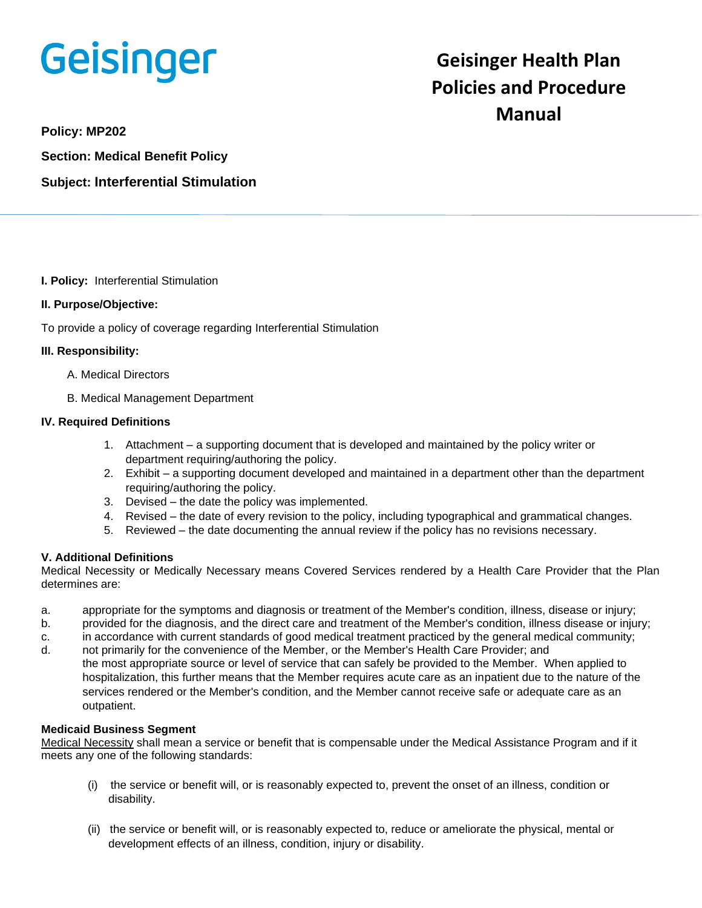Geisinger

# Geisinger Health Plan Policies and Procedure Manual

**Policy: MP202**

**Section: Medical Benefit Policy**

**Subject: Interferential Stimulation**

**I. Policy:** Interferential Stimulation

**II. Purpose/Objective:**

To provide a policy of coverage regarding Interferential Stimulation

**III. Responsibility:**

A. Medical Directors

B. Medical Management Department

**IV. Required Definitions**

1. Attachment – a supporting document that is developed and maintained by the policy writer or department requiring/authoring the policy.
2. Exhibit – a supporting document developed and maintained in a department other than the department requiring/authoring the policy.
3. Devised – the date the policy was implemented.
4. Revised – the date of every revision to the policy, including typographical and grammatical changes.
5. Reviewed – the date documenting the annual review if the policy has no revisions necessary.

**V. Additional Definitions**

Medical Necessity or Medically Necessary means Covered Services rendered by a Health Care Provider that the Plan determines are:

a. appropriate for the symptoms and diagnosis or treatment of the Member's condition, illness, disease or injury;
b. provided for the diagnosis, and the direct care and treatment of the Member's condition, illness disease or injury;
c. in accordance with current standards of good medical treatment practiced by the general medical community;
d. not primarily for the convenience of the Member, or the Member's Health Care Provider; and
the most appropriate source or level of service that can safely be provided to the Member. When applied to hospitalization, this further means that the Member requires acute care as an inpatient due to the nature of the services rendered or the Member's condition, and the Member cannot receive safe or adequate care as an outpatient.

**Medicaid Business Segment**

Medical Necessity shall mean a service or benefit that is compensable under the Medical Assistance Program and if it meets any one of the following standards:

(i) the service or benefit will, or is reasonably expected to, prevent the onset of an illness, condition or disability.

(ii) the service or benefit will, or is reasonably expected to, reduce or ameliorate the physical, mental or development effects of an illness, condition, injury or disability.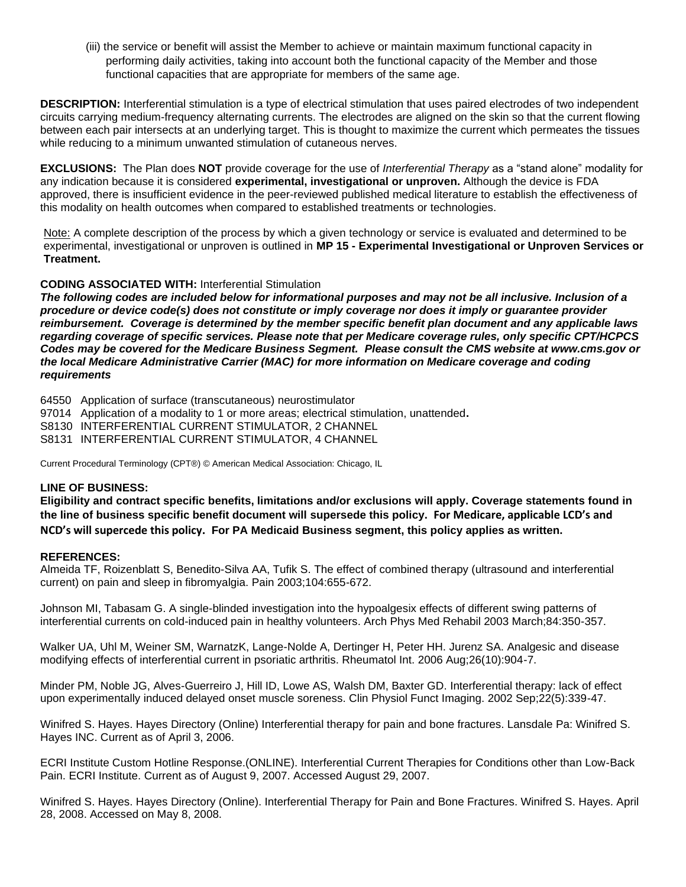(iii) the service or benefit will assist the Member to achieve or maintain maximum functional capacity in performing daily activities, taking into account both the functional capacity of the Member and those functional capacities that are appropriate for members of the same age.

**DESCRIPTION:** Interferential stimulation is a type of electrical stimulation that uses paired electrodes of two independent circuits carrying medium-frequency alternating currents. The electrodes are aligned on the skin so that the current flowing between each pair intersects at an underlying target. This is thought to maximize the current which permeates the tissues while reducing to a minimum unwanted stimulation of cutaneous nerves.

**EXCLUSIONS:** The Plan does **NOT** provide coverage for the use of *Interferential Therapy* as a "stand alone" modality for any indication because it is considered **experimental, investigational or unproven.** Although the device is FDA approved, there is insufficient evidence in the peer-reviewed published medical literature to establish the effectiveness of this modality on health outcomes when compared to established treatments or technologies.

Note: A complete description of the process by which a given technology or service is evaluated and determined to be experimental, investigational or unproven is outlined in **MP 15 - Experimental Investigational or Unproven Services or Treatment.**

**CODING ASSOCIATED WITH:** Interferential Stimulation

***The following codes are included below for informational purposes and may not be all inclusive. Inclusion of a procedure or device code(s) does not constitute or imply coverage nor does it imply or guarantee provider reimbursement. Coverage is determined by the member specific benefit plan document and any applicable laws regarding coverage of specific services. Please note that per Medicare coverage rules, only specific CPT/HCPCS Codes may be covered for the Medicare Business Segment. Please consult the CMS website at www.cms.gov or the local Medicare Administrative Carrier (MAC) for more information on Medicare coverage and coding requirements***

64550 Application of surface (transcutaneous) neurostimulator
97014 Application of a modality to 1 or more areas; electrical stimulation, unattended.
S8130 INTERFERENTIAL CURRENT STIMULATOR, 2 CHANNEL
S8131 INTERFERENTIAL CURRENT STIMULATOR, 4 CHANNEL

Current Procedural Terminology (CPT®) © American Medical Association: Chicago, IL

**LINE OF BUSINESS:**

**Eligibility and contract specific benefits, limitations and/or exclusions will apply. Coverage statements found in the line of business specific benefit document will supersede this policy. For Medicare, applicable LCD's and NCD's will supercede this policy. For PA Medicaid Business segment, this policy applies as written.**

**REFERENCES:**

Almeida TF, Roizenblatt S, Benedito-Silva AA, Tufik S. The effect of combined therapy (ultrasound and interferential current) on pain and sleep in fibromyalgia. Pain 2003;104:655-672.

Johnson MI, Tabasam G. A single-blinded investigation into the hypoalgesix effects of different swing patterns of interferential currents on cold-induced pain in healthy volunteers. Arch Phys Med Rehabil 2003 March;84:350-357.

Walker UA, Uhl M, Weiner SM, WarnatzK, Lange-Nolde A, Dertinger H, Peter HH. Jurenz SA. Analgesic and disease modifying effects of interferential current in psoriatic arthritis. Rheumatol Int. 2006 Aug;26(10):904-7.

Minder PM, Noble JG, Alves-Guerreiro J, Hill ID, Lowe AS, Walsh DM, Baxter GD. Interferential therapy: lack of effect upon experimentally induced delayed onset muscle soreness. Clin Physiol Funct Imaging. 2002 Sep;22(5):339-47.

Winifred S. Hayes. Hayes Directory (Online) Interferential therapy for pain and bone fractures. Lansdale Pa: Winifred S. Hayes INC. Current as of April 3, 2006.

ECRI Institute Custom Hotline Response.(ONLINE). Interferential Current Therapies for Conditions other than Low-Back Pain. ECRI Institute. Current as of August 9, 2007. Accessed August 29, 2007.

Winifred S. Hayes. Hayes Directory (Online). Interferential Therapy for Pain and Bone Fractures. Winifred S. Hayes. April 28, 2008. Accessed on May 8, 2008.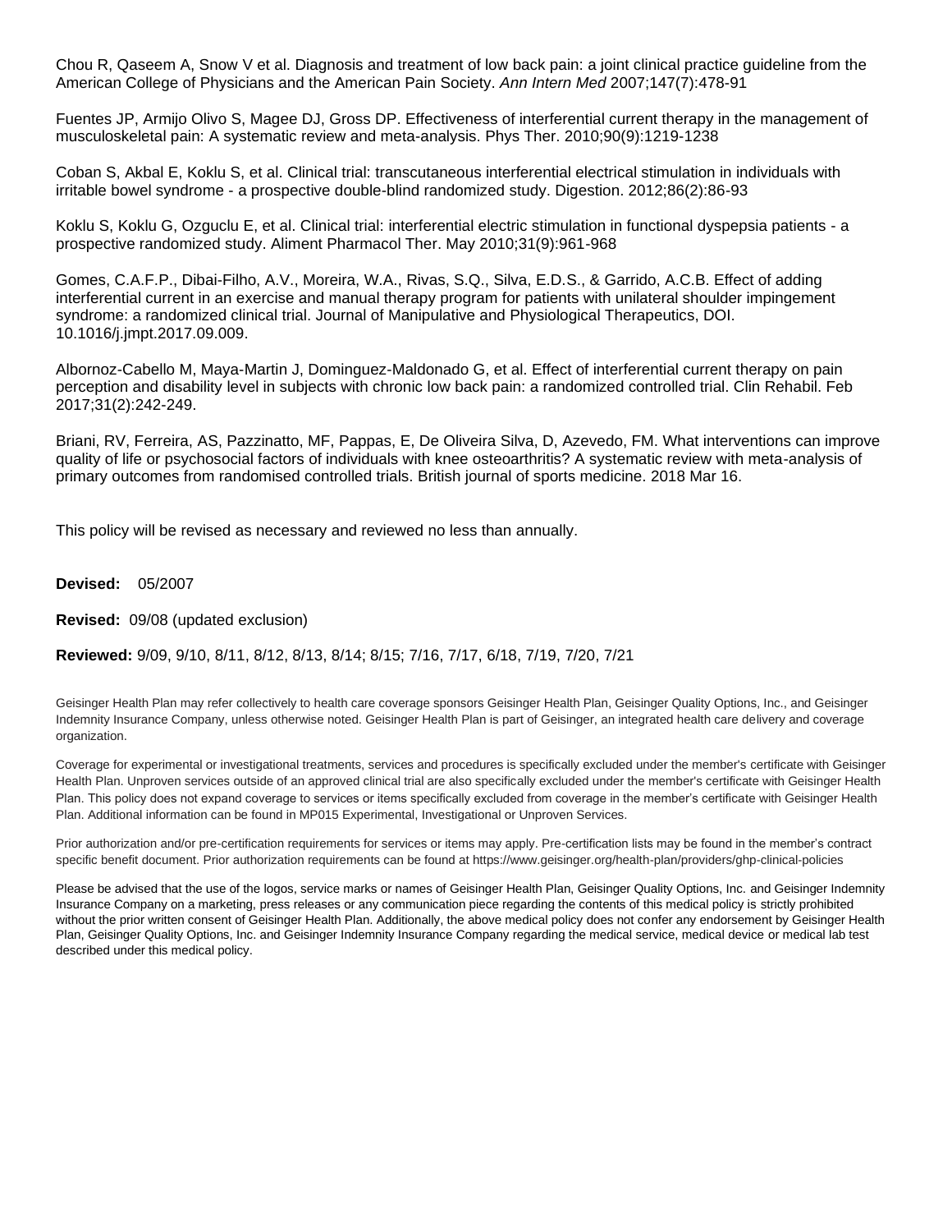Chou R, Qaseem A, Snow V et al. Diagnosis and treatment of low back pain: a joint clinical practice guideline from the American College of Physicians and the American Pain Society. *Ann Intern Med* 2007;147(7):478-91

Fuentes JP, Armijo Olivo S, Magee DJ, Gross DP. Effectiveness of interferential current therapy in the management of musculoskeletal pain: A systematic review and meta-analysis. Phys Ther. 2010;90(9):1219-1238

Coban S, Akbal E, Koklu S, et al. Clinical trial: transcutaneous interferential electrical stimulation in individuals with irritable bowel syndrome - a prospective double-blind randomized study. Digestion. 2012;86(2):86-93

Koklu S, Koklu G, Ozguclu E, et al. Clinical trial: interferential electric stimulation in functional dyspepsia patients - a prospective randomized study. Aliment Pharmacol Ther. May 2010;31(9):961-968

Gomes, C.A.F.P., Dibai-Filho, A.V., Moreira, W.A., Rivas, S.Q., Silva, E.D.S., & Garrido, A.C.B. Effect of adding interferential current in an exercise and manual therapy program for patients with unilateral shoulder impingement syndrome: a randomized clinical trial. Journal of Manipulative and Physiological Therapeutics, DOI. 10.1016/j.jmpt.2017.09.009.

Albornoz-Cabello M, Maya-Martin J, Dominguez-Maldonado G, et al. Effect of interferential current therapy on pain perception and disability level in subjects with chronic low back pain: a randomized controlled trial. Clin Rehabil. Feb 2017;31(2):242-249.

Briani, RV, Ferreira, AS, Pazzinatto, MF, Pappas, E, De Oliveira Silva, D, Azevedo, FM. What interventions can improve quality of life or psychosocial factors of individuals with knee osteoarthritis? A systematic review with meta-analysis of primary outcomes from randomised controlled trials. British journal of sports medicine. 2018 Mar 16.

This policy will be revised as necessary and reviewed no less than annually.

**Devised:** 05/2007

**Revised:** 09/08 (updated exclusion)

**Reviewed:** 9/09, 9/10, 8/11, 8/12, 8/13, 8/14; 8/15; 7/16, 7/17, 6/18, 7/19, 7/20, 7/21

Geisinger Health Plan may refer collectively to health care coverage sponsors Geisinger Health Plan, Geisinger Quality Options, Inc., and Geisinger Indemnity Insurance Company, unless otherwise noted. Geisinger Health Plan is part of Geisinger, an integrated health care delivery and coverage organization.

Coverage for experimental or investigational treatments, services and procedures is specifically excluded under the member's certificate with Geisinger Health Plan. Unproven services outside of an approved clinical trial are also specifically excluded under the member's certificate with Geisinger Health Plan. This policy does not expand coverage to services or items specifically excluded from coverage in the member's certificate with Geisinger Health Plan. Additional information can be found in MP015 Experimental, Investigational or Unproven Services.

Prior authorization and/or pre-certification requirements for services or items may apply. Pre-certification lists may be found in the member's contract specific benefit document. Prior authorization requirements can be found at https://www.geisinger.org/health-plan/providers/ghp-clinical-policies

Please be advised that the use of the logos, service marks or names of Geisinger Health Plan, Geisinger Quality Options, Inc. and Geisinger Indemnity Insurance Company on a marketing, press releases or any communication piece regarding the contents of this medical policy is strictly prohibited without the prior written consent of Geisinger Health Plan. Additionally, the above medical policy does not confer any endorsement by Geisinger Health Plan, Geisinger Quality Options, Inc. and Geisinger Indemnity Insurance Company regarding the medical service, medical device or medical lab test described under this medical policy.